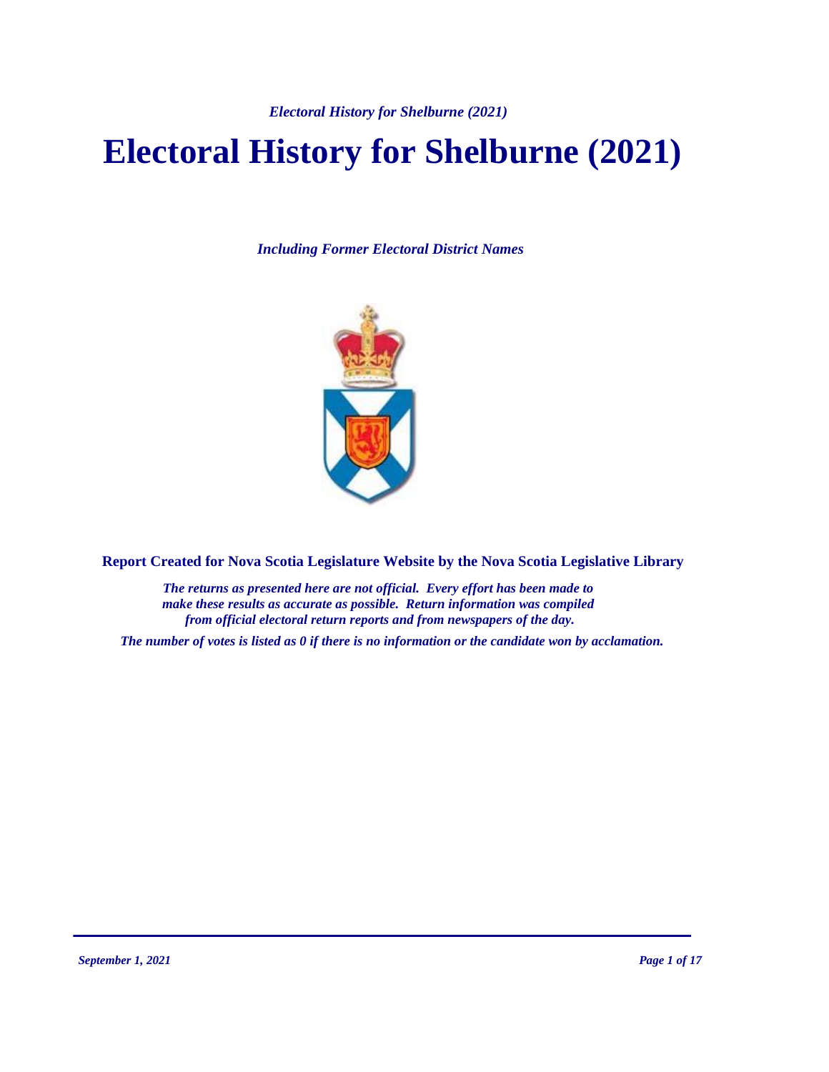# Electoral History for Shelburne (2021)

*Including Former Electoral District Names*

**Report Created for Nova Scotia Legislature Website by the Nova Scotia Legislative Library**

***The returns as presented here are not official. Every effort has been made to make these results as accurate as possible. Return information was compiled from official electoral return reports and from newspapers of the day.***

***The number of votes is listed as 0 if there is no information or the candidate won by acclamation.***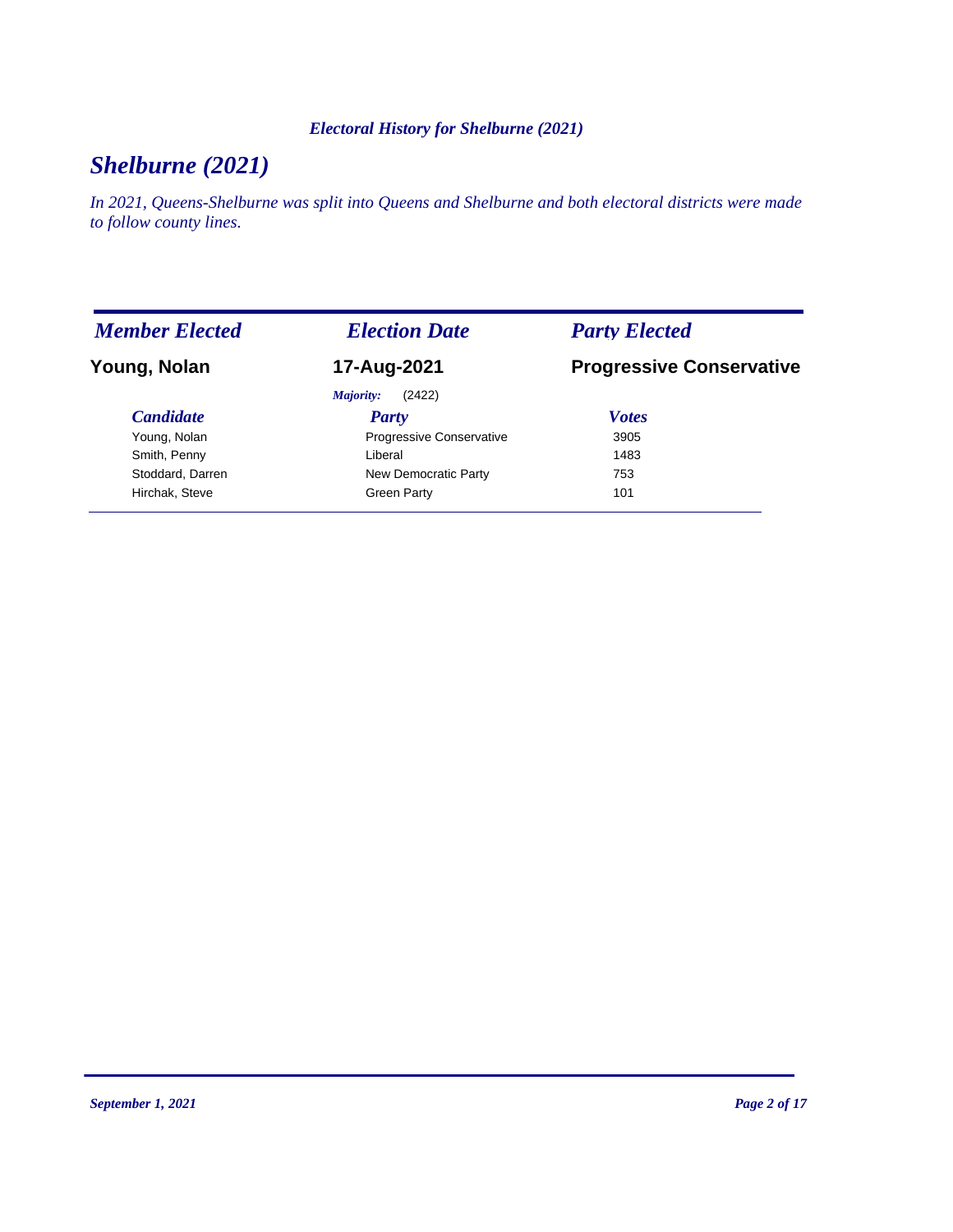*Electoral History for Shelburne (2021)*

# *Shelburne (2021)*

*In 2021, Queens-Shelburne was split into Queens and Shelburne and both electoral districts were made to follow county lines.*

| *Member Elected* | *Election Date* | *Party Elected* |
|---|---|---|
| **Young, Nolan** | **17-Aug-2021** | **Progressive Conservative** |
| | *Majority:* (2422) | |

| *Candidate* | *Party* | *Votes* |
|---|---|---|
| Young, Nolan | Progressive Conservative | 3905 |
| Smith, Penny | Liberal | 1483 |
| Stoddard, Darren | New Democratic Party | 753 |
| Hirchak, Steve | Green Party | 101 |

*September 1, 2021*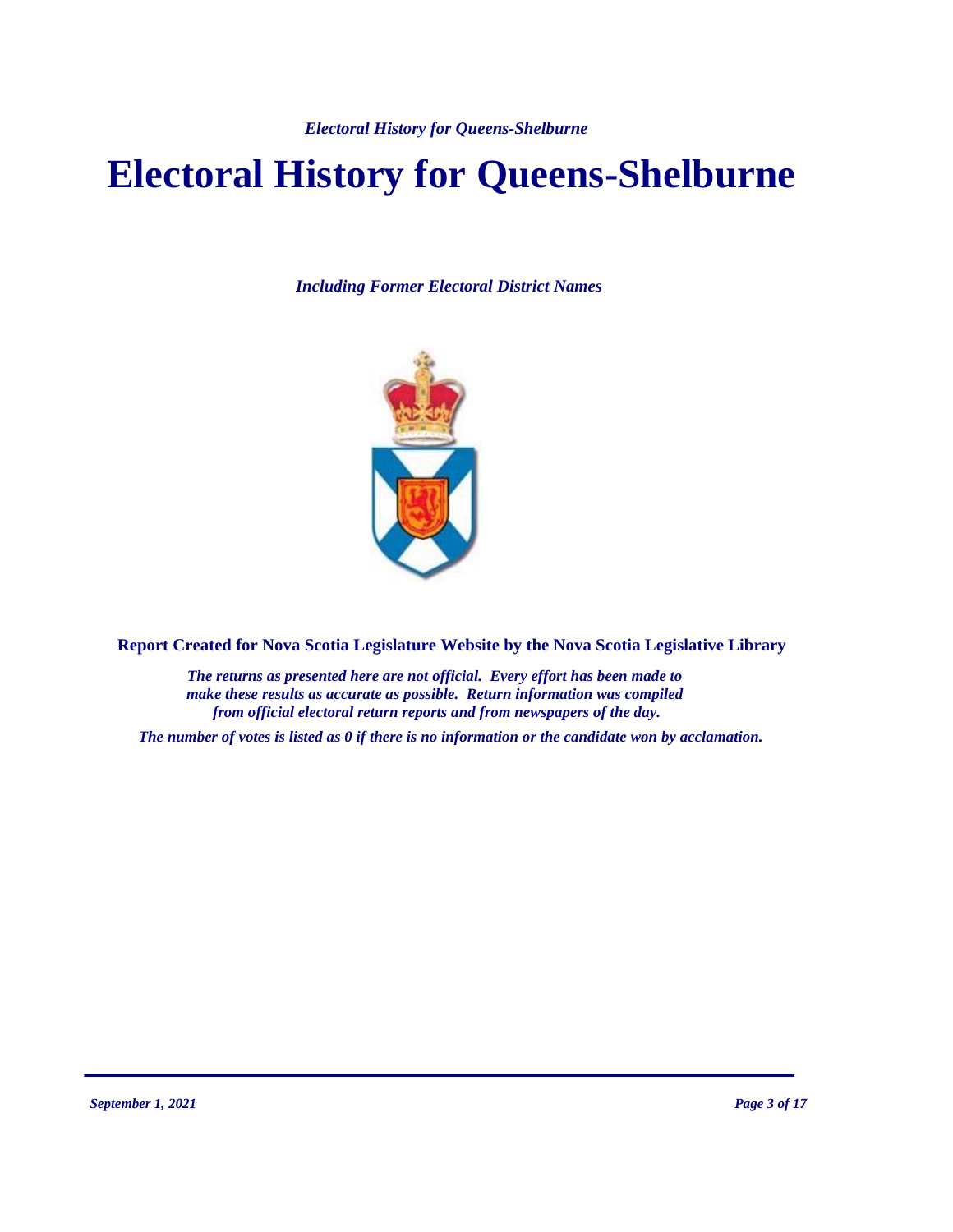# Electoral History for Queens-Shelburne

*Including Former Electoral District Names*

**Report Created for Nova Scotia Legislature Website by the Nova Scotia Legislative Library**

***The returns as presented here are not official. Every effort has been made to make these results as accurate as possible. Return information was compiled from official electoral return reports and from newspapers of the day.***

***The number of votes is listed as 0 if there is no information or the candidate won by acclamation.***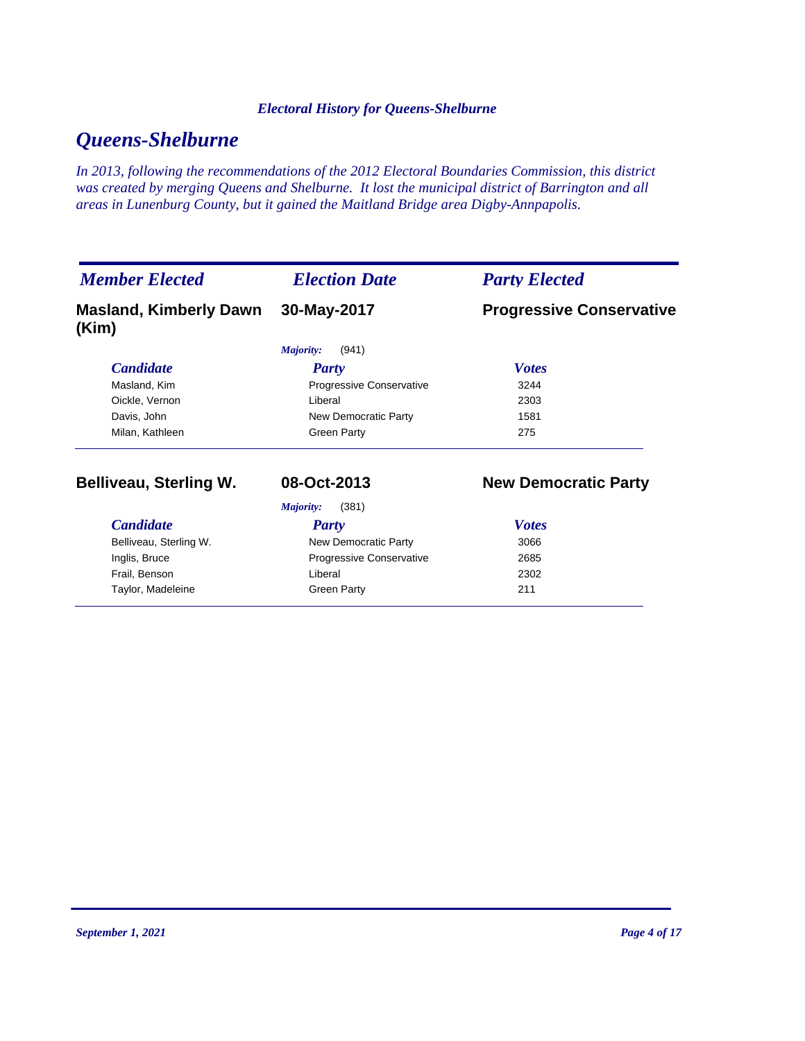*Electoral History for Queens-Shelburne*

# *Queens-Shelburne*

*In 2013, following the recommendations of the 2012 Electoral Boundaries Commission, this district was created by merging Queens and Shelburne. It lost the municipal district of Barrington and all areas in Lunenburg County, but it gained the Maitland Bridge area Digby-Annpapolis.*

| *Member Elected* | *Election Date* | *Party Elected* |
|---|---|---|
| **Masland, Kimberly Dawn (Kim)** | **30-May-2017** | **Progressive Conservative** |

*Majority:* (941)

| *Candidate* | *Party* | *Votes* |
|---|---|---|
| Masland, Kim | Progressive Conservative | 3244 |
| Oickle, Vernon | Liberal | 2303 |
| Davis, John | New Democratic Party | 1581 |
| Milan, Kathleen | Green Party | 275 |

| *Member Elected* | *Election Date* | *Party Elected* |
|---|---|---|
| **Belliveau, Sterling W.** | **08-Oct-2013** | **New Democratic Party** |

*Majority:* (381)

| *Candidate* | *Party* | *Votes* |
|---|---|---|
| Belliveau, Sterling W. | New Democratic Party | 3066 |
| Inglis, Bruce | Progressive Conservative | 2685 |
| Frail, Benson | Liberal | 2302 |
| Taylor, Madeleine | Green Party | 211 |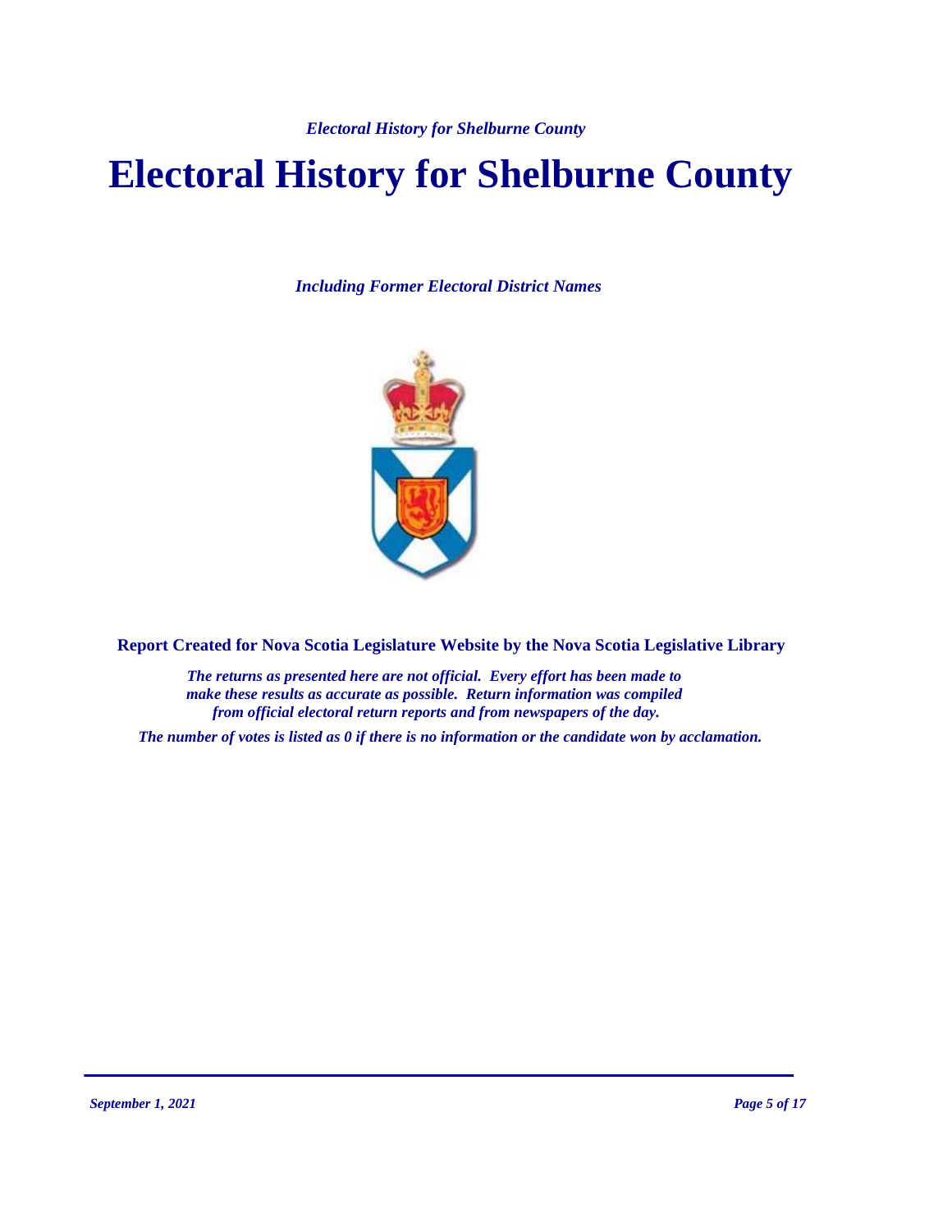# Electoral History for Shelburne County

*Including Former Electoral District Names*

**Report Created for Nova Scotia Legislature Website by the Nova Scotia Legislative Library**

*The returns as presented here are not official. Every effort has been made to make these results as accurate as possible. Return information was compiled from official electoral return reports and from newspapers of the day.*

*The number of votes is listed as 0 if there is no information or the candidate won by acclamation.*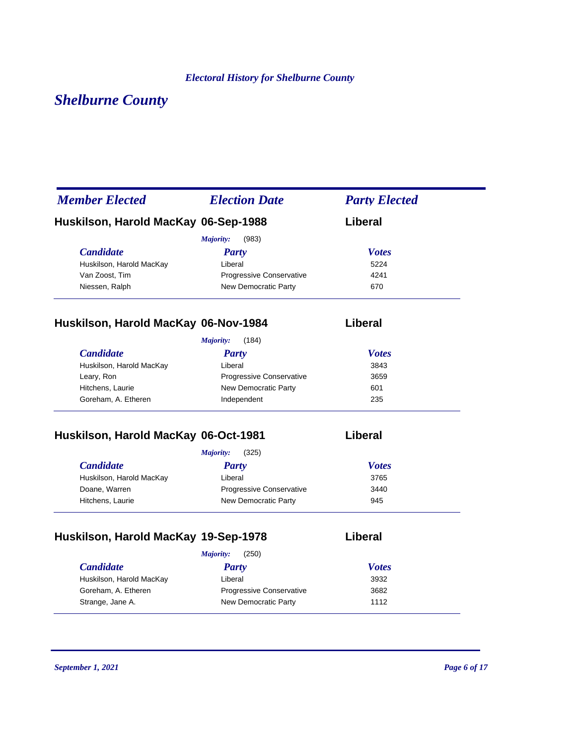*Electoral History for Shelburne County*

# Shelburne County

| *Member Elected* | *Election Date* | *Party Elected* |
|---|---|---|
| **Huskilson, Harold MacKay** | **06-Sep-1988** | **Liberal** |

*Majority:* (983)

| *Candidate* | *Party* | *Votes* |
|---|---|---|
| Huskilson, Harold MacKay | Liberal | 5224 |
| Van Zoost, Tim | Progressive Conservative | 4241 |
| Niessen, Ralph | New Democratic Party | 670 |

| *Member Elected* | *Election Date* | *Party Elected* |
|---|---|---|
| **Huskilson, Harold MacKay** | **06-Nov-1984** | **Liberal** |

*Majority:* (184)

| *Candidate* | *Party* | *Votes* |
|---|---|---|
| Huskilson, Harold MacKay | Liberal | 3843 |
| Leary, Ron | Progressive Conservative | 3659 |
| Hitchens, Laurie | New Democratic Party | 601 |
| Goreham, A. Etheren | Independent | 235 |

| *Member Elected* | *Election Date* | *Party Elected* |
|---|---|---|
| **Huskilson, Harold MacKay** | **06-Oct-1981** | **Liberal** |

*Majority:* (325)

| *Candidate* | *Party* | *Votes* |
|---|---|---|
| Huskilson, Harold MacKay | Liberal | 3765 |
| Doane, Warren | Progressive Conservative | 3440 |
| Hitchens, Laurie | New Democratic Party | 945 |

| *Member Elected* | *Election Date* | *Party Elected* |
|---|---|---|
| **Huskilson, Harold MacKay** | **19-Sep-1978** | **Liberal** |

*Majority:* (250)

| *Candidate* | *Party* | *Votes* |
|---|---|---|
| Huskilson, Harold MacKay | Liberal | 3932 |
| Goreham, A. Etheren | Progressive Conservative | 3682 |
| Strange, Jane A. | New Democratic Party | 1112 |

*September 1, 2021*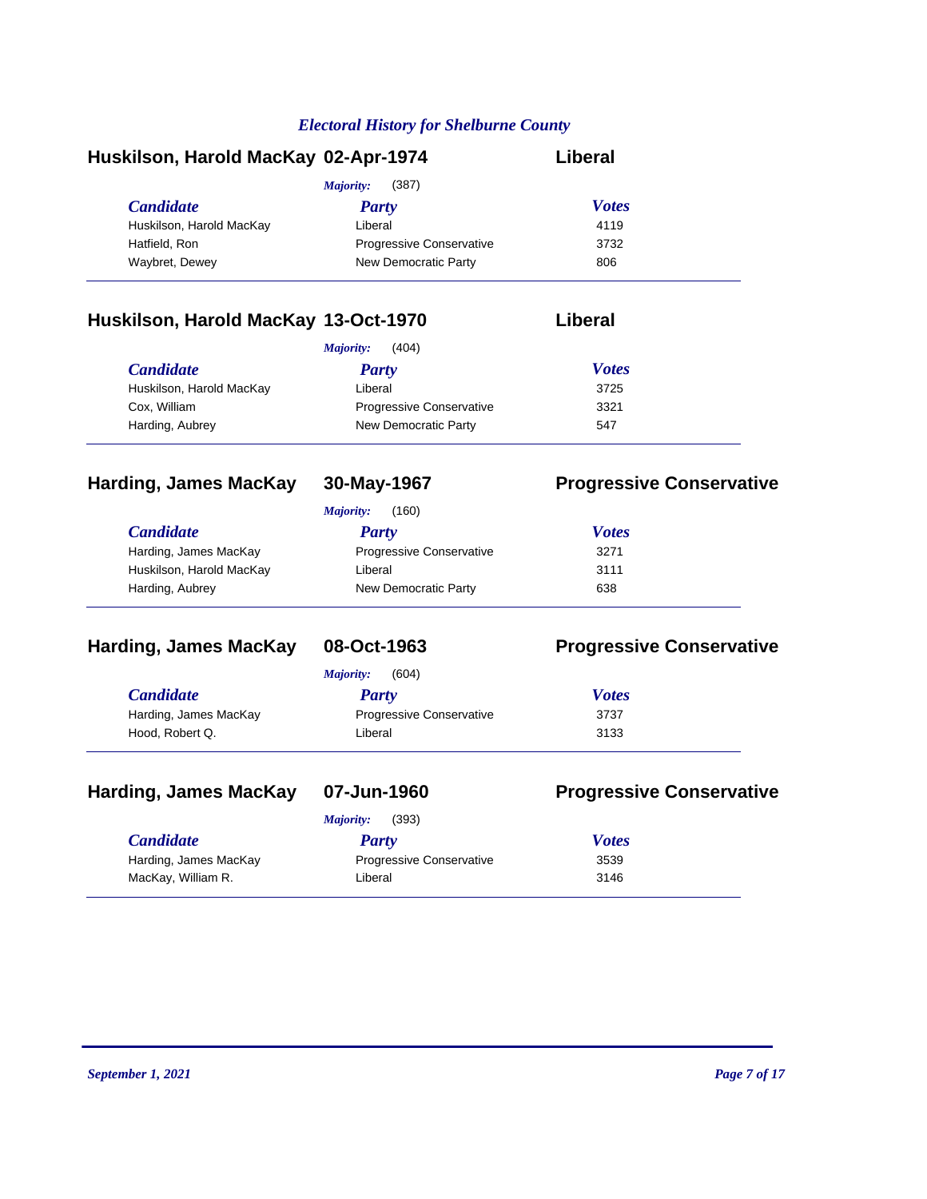*Electoral History for Shelburne County*

## Huskilson, Harold MacKay 02-Apr-1974 Liberal

*Majority:* (387)

| *Candidate* | *Party* | *Votes* |
|---|---|---|
| Huskilson, Harold MacKay | Liberal | 4119 |
| Hatfield, Ron | Progressive Conservative | 3732 |
| Waybret, Dewey | New Democratic Party | 806 |

## Huskilson, Harold MacKay 13-Oct-1970 Liberal

*Majority:* (404)

| *Candidate* | *Party* | *Votes* |
|---|---|---|
| Huskilson, Harold MacKay | Liberal | 3725 |
| Cox, William | Progressive Conservative | 3321 |
| Harding, Aubrey | New Democratic Party | 547 |

## Harding, James MacKay 30-May-1967 Progressive Conservative

*Majority:* (160)

| *Candidate* | *Party* | *Votes* |
|---|---|---|
| Harding, James MacKay | Progressive Conservative | 3271 |
| Huskilson, Harold MacKay | Liberal | 3111 |
| Harding, Aubrey | New Democratic Party | 638 |

## Harding, James MacKay 08-Oct-1963 Progressive Conservative

*Majority:* (604)

| *Candidate* | *Party* | *Votes* |
|---|---|---|
| Harding, James MacKay | Progressive Conservative | 3737 |
| Hood, Robert Q. | Liberal | 3133 |

## Harding, James MacKay 07-Jun-1960 Progressive Conservative

*Majority:* (393)

| *Candidate* | *Party* | *Votes* |
|---|---|---|
| Harding, James MacKay | Progressive Conservative | 3539 |
| MacKay, William R. | Liberal | 3146 |

*September 1, 2021*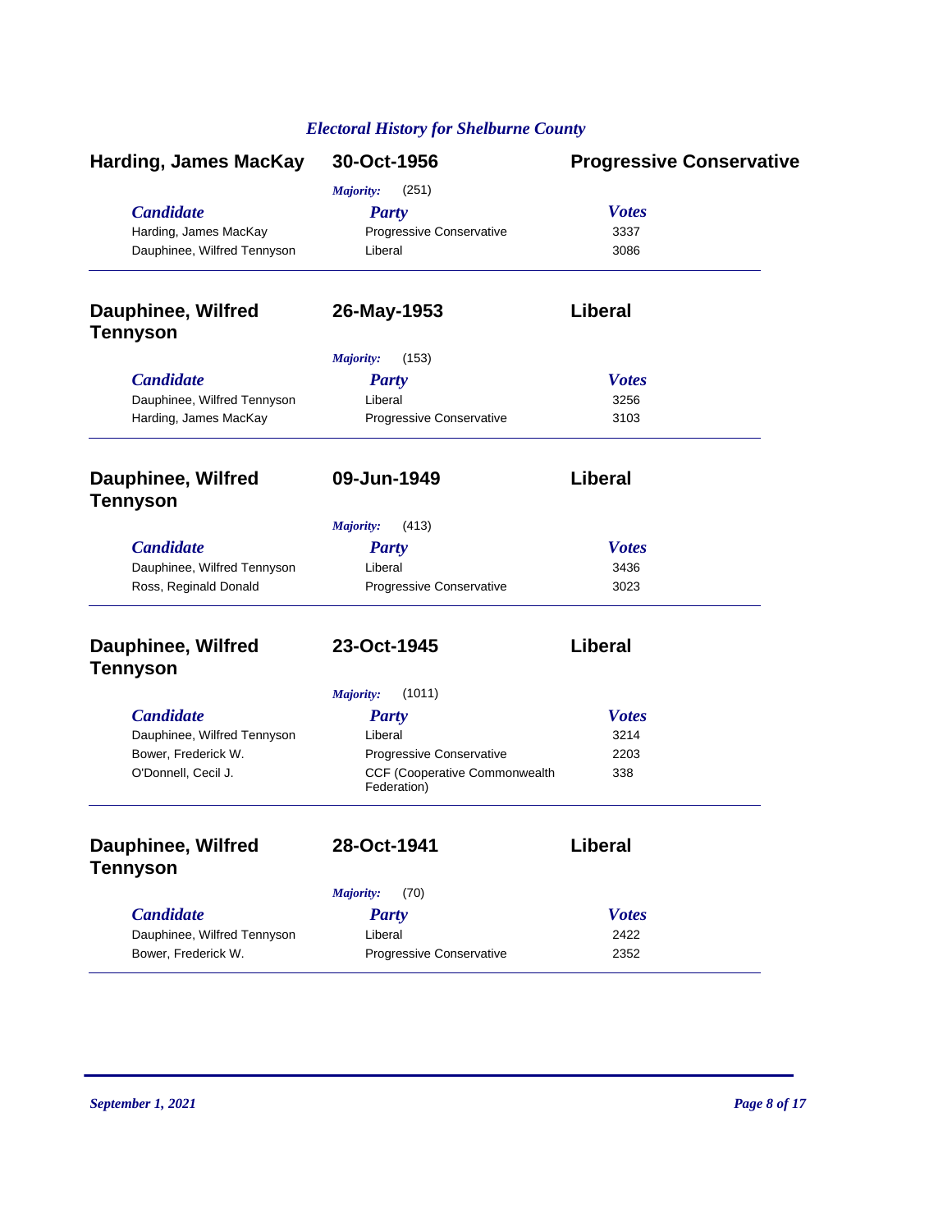## Electoral History for Shelburne County

### Harding, James MacKay — 30-Oct-1956 — Progressive Conservative

*Majority:* (251)

| Candidate | Party | Votes |
|---|---|---|
| Harding, James MacKay | Progressive Conservative | 3337 |
| Dauphinee, Wilfred Tennyson | Liberal | 3086 |

### Dauphinee, Wilfred Tennyson — 26-May-1953 — Liberal

*Majority:* (153)

| Candidate | Party | Votes |
|---|---|---|
| Dauphinee, Wilfred Tennyson | Liberal | 3256 |
| Harding, James MacKay | Progressive Conservative | 3103 |

### Dauphinee, Wilfred Tennyson — 09-Jun-1949 — Liberal

*Majority:* (413)

| Candidate | Party | Votes |
|---|---|---|
| Dauphinee, Wilfred Tennyson | Liberal | 3436 |
| Ross, Reginald Donald | Progressive Conservative | 3023 |

### Dauphinee, Wilfred Tennyson — 23-Oct-1945 — Liberal

*Majority:* (1011)

| Candidate | Party | Votes |
|---|---|---|
| Dauphinee, Wilfred Tennyson | Liberal | 3214 |
| Bower, Frederick W. | Progressive Conservative | 2203 |
| O'Donnell, Cecil J. | CCF (Cooperative Commonwealth Federation) | 338 |

### Dauphinee, Wilfred Tennyson — 28-Oct-1941 — Liberal

*Majority:* (70)

| Candidate | Party | Votes |
|---|---|---|
| Dauphinee, Wilfred Tennyson | Liberal | 2422 |
| Bower, Frederick W. | Progressive Conservative | 2352 |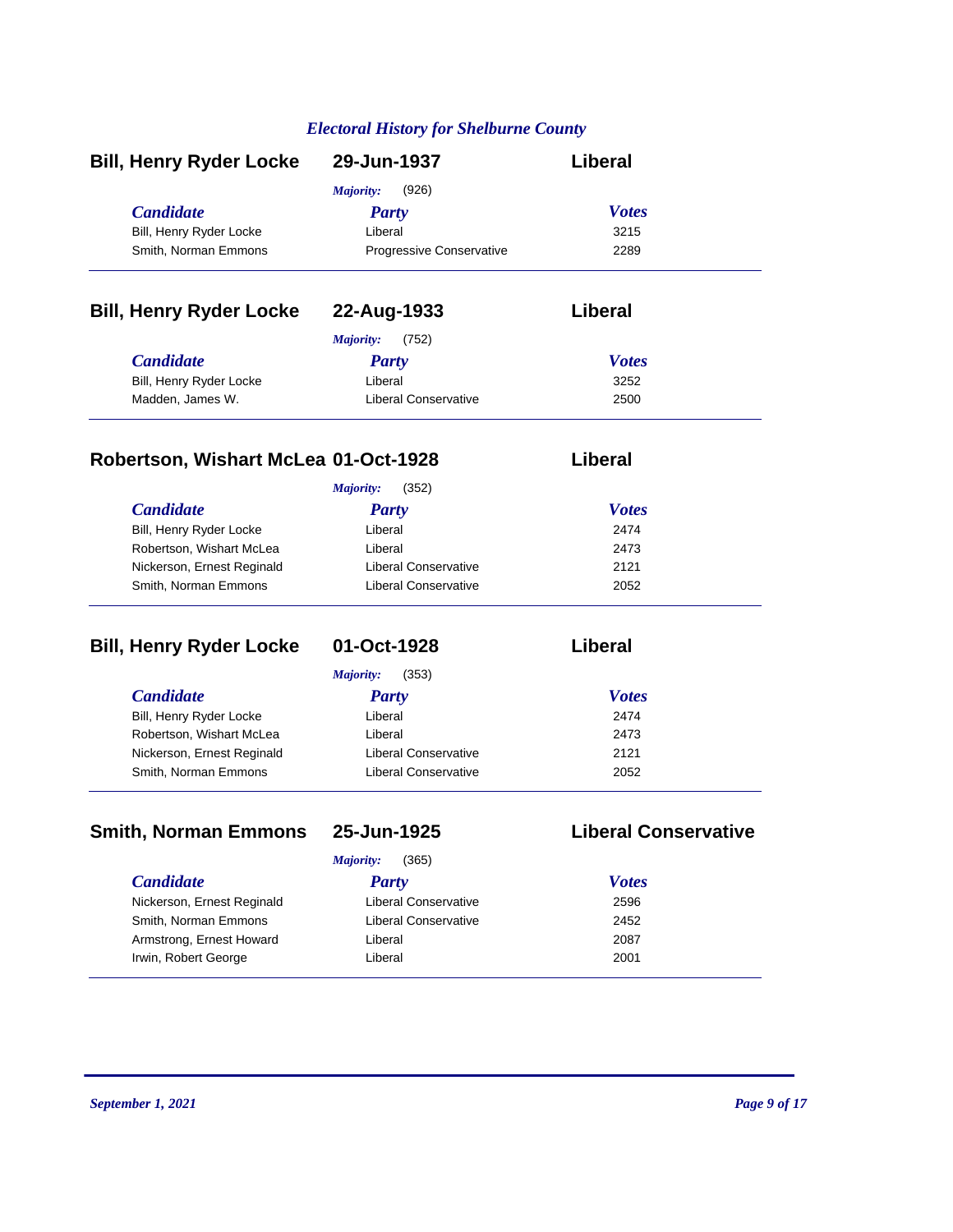## Electoral History for Shelburne County

### Bill, Henry Ryder Locke — 29-Jun-1937 — Liberal

*Majority:* (926)

| Candidate | Party | Votes |
|---|---|---|
| Bill, Henry Ryder Locke | Liberal | 3215 |
| Smith, Norman Emmons | Progressive Conservative | 2289 |

### Bill, Henry Ryder Locke — 22-Aug-1933 — Liberal

*Majority:* (752)

| Candidate | Party | Votes |
|---|---|---|
| Bill, Henry Ryder Locke | Liberal | 3252 |
| Madden, James W. | Liberal Conservative | 2500 |

### Robertson, Wishart McLea — 01-Oct-1928 — Liberal

*Majority:* (352)

| Candidate | Party | Votes |
|---|---|---|
| Bill, Henry Ryder Locke | Liberal | 2474 |
| Robertson, Wishart McLea | Liberal | 2473 |
| Nickerson, Ernest Reginald | Liberal Conservative | 2121 |
| Smith, Norman Emmons | Liberal Conservative | 2052 |

### Bill, Henry Ryder Locke — 01-Oct-1928 — Liberal

*Majority:* (353)

| Candidate | Party | Votes |
|---|---|---|
| Bill, Henry Ryder Locke | Liberal | 2474 |
| Robertson, Wishart McLea | Liberal | 2473 |
| Nickerson, Ernest Reginald | Liberal Conservative | 2121 |
| Smith, Norman Emmons | Liberal Conservative | 2052 |

### Smith, Norman Emmons — 25-Jun-1925 — Liberal Conservative

*Majority:* (365)

| Candidate | Party | Votes |
|---|---|---|
| Nickerson, Ernest Reginald | Liberal Conservative | 2596 |
| Smith, Norman Emmons | Liberal Conservative | 2452 |
| Armstrong, Ernest Howard | Liberal | 2087 |
| Irwin, Robert George | Liberal | 2001 |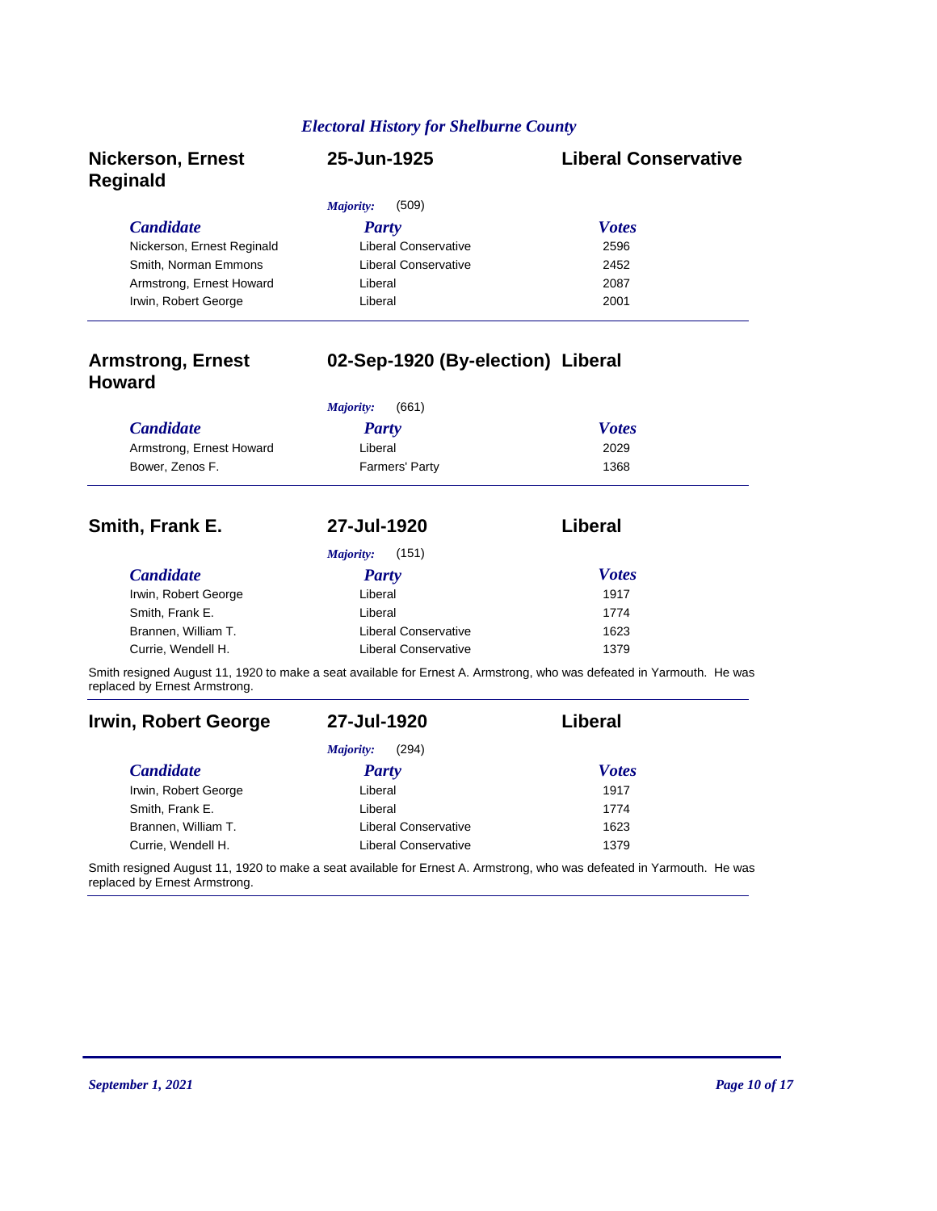## Electral History for Shelburne County

### Nickerson, Ernest Reginald — 25-Jun-1925 — Liberal Conservative

*Majority:* (509)

| Candidate | Party | Votes |
|---|---|---|
| Nickerson, Ernest Reginald | Liberal Conservative | 2596 |
| Smith, Norman Emmons | Liberal Conservative | 2452 |
| Armstrong, Ernest Howard | Liberal | 2087 |
| Irwin, Robert George | Liberal | 2001 |

### Armstrong, Ernest Howard — 02-Sep-1920 (By-election) — Liberal

*Majority:* (661)

| Candidate | Party | Votes |
|---|---|---|
| Armstrong, Ernest Howard | Liberal | 2029 |
| Bower, Zenos F. | Farmers' Party | 1368 |

### Smith, Frank E. — 27-Jul-1920 — Liberal

*Majority:* (151)

| Candidate | Party | Votes |
|---|---|---|
| Irwin, Robert George | Liberal | 1917 |
| Smith, Frank E. | Liberal | 1774 |
| Brannen, William T. | Liberal Conservative | 1623 |
| Currie, Wendell H. | Liberal Conservative | 1379 |

Smith resigned August 11, 1920 to make a seat available for Ernest A. Armstrong, who was defeated in Yarmouth. He was replaced by Ernest Armstrong.

### Irwin, Robert George — 27-Jul-1920 — Liberal

*Majority:* (294)

| Candidate | Party | Votes |
|---|---|---|
| Irwin, Robert George | Liberal | 1917 |
| Smith, Frank E. | Liberal | 1774 |
| Brannen, William T. | Liberal Conservative | 1623 |
| Currie, Wendell H. | Liberal Conservative | 1379 |

Smith resigned August 11, 1920 to make a seat available for Ernest A. Armstrong, who was defeated in Yarmouth. He was replaced by Ernest Armstrong.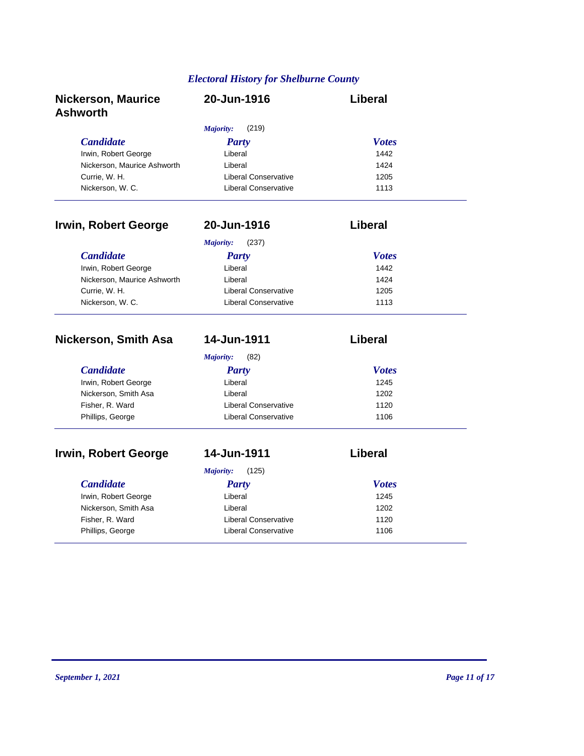## Nickerson, Maurice Ashworth — 20-Jun-1916 — Liberal

*Majority:* (219)

| Candidate | Party | Votes |
| --- | --- | --- |
| Irwin, Robert George | Liberal | 1442 |
| Nickerson, Maurice Ashworth | Liberal | 1424 |
| Currie, W. H. | Liberal Conservative | 1205 |
| Nickerson, W. C. | Liberal Conservative | 1113 |

## Irwin, Robert George — 20-Jun-1916 — Liberal

*Majority:* (237)

| Candidate | Party | Votes |
| --- | --- | --- |
| Irwin, Robert George | Liberal | 1442 |
| Nickerson, Maurice Ashworth | Liberal | 1424 |
| Currie, W. H. | Liberal Conservative | 1205 |
| Nickerson, W. C. | Liberal Conservative | 1113 |

## Nickerson, Smith Asa — 14-Jun-1911 — Liberal

*Majority:* (82)

| Candidate | Party | Votes |
| --- | --- | --- |
| Irwin, Robert George | Liberal | 1245 |
| Nickerson, Smith Asa | Liberal | 1202 |
| Fisher, R. Ward | Liberal Conservative | 1120 |
| Phillips, George | Liberal Conservative | 1106 |

## Irwin, Robert George — 14-Jun-1911 — Liberal

*Majority:* (125)

| Candidate | Party | Votes |
| --- | --- | --- |
| Irwin, Robert George | Liberal | 1245 |
| Nickerson, Smith Asa | Liberal | 1202 |
| Fisher, R. Ward | Liberal Conservative | 1120 |
| Phillips, George | Liberal Conservative | 1106 |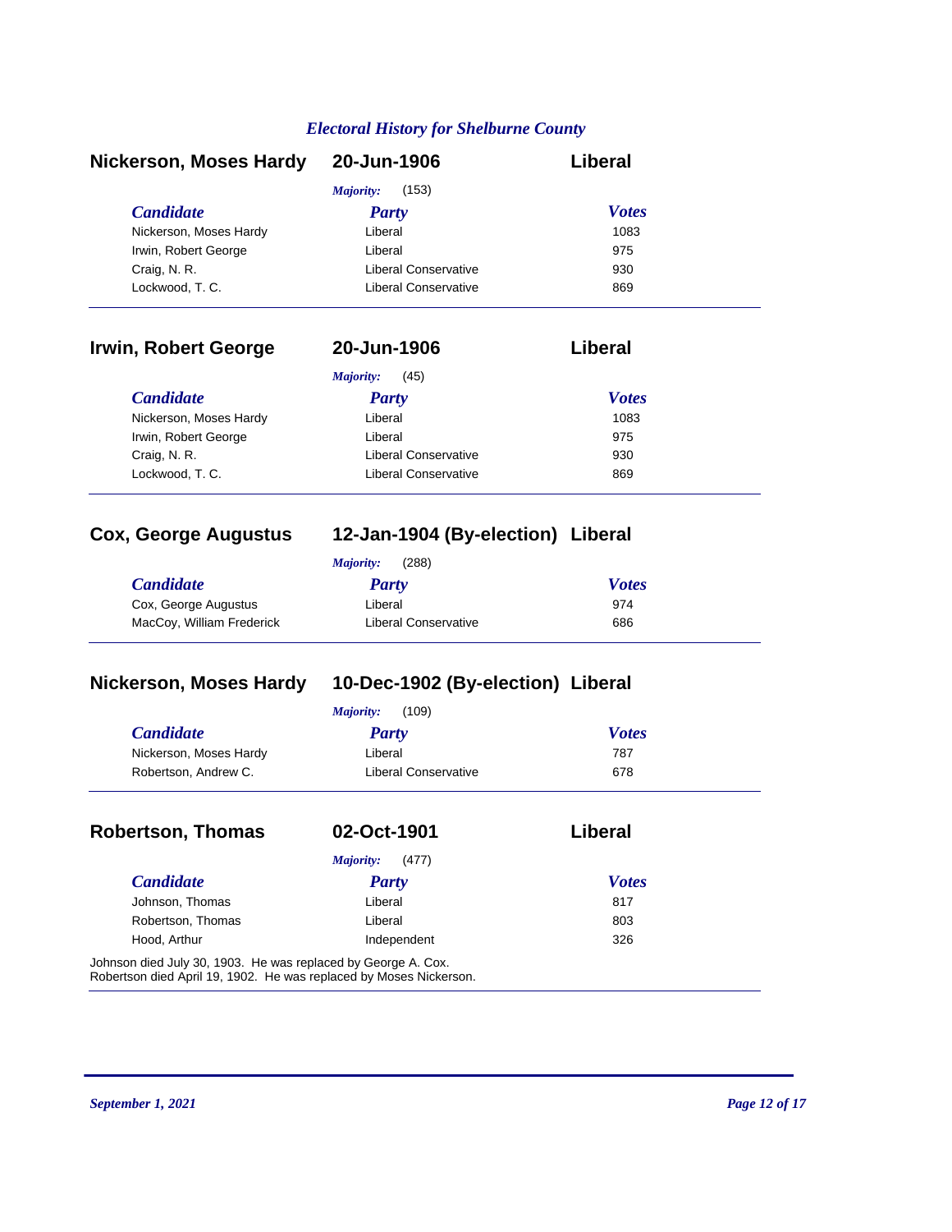## Electoral History for Shelburne County

### Nickerson, Moses Hardy — 20-Jun-1906 — Liberal

*Majority:* (153)

| Candidate | Party | Votes |
|---|---|---|
| Nickerson, Moses Hardy | Liberal | 1083 |
| Irwin, Robert George | Liberal | 975 |
| Craig, N. R. | Liberal Conservative | 930 |
| Lockwood, T. C. | Liberal Conservative | 869 |

### Irwin, Robert George — 20-Jun-1906 — Liberal

*Majority:* (45)

| Candidate | Party | Votes |
|---|---|---|
| Nickerson, Moses Hardy | Liberal | 1083 |
| Irwin, Robert George | Liberal | 975 |
| Craig, N. R. | Liberal Conservative | 930 |
| Lockwood, T. C. | Liberal Conservative | 869 |

### Cox, George Augustus — 12-Jan-1904 (By-election) — Liberal

*Majority:* (288)

| Candidate | Party | Votes |
|---|---|---|
| Cox, George Augustus | Liberal | 974 |
| MacCoy, William Frederick | Liberal Conservative | 686 |

### Nickerson, Moses Hardy — 10-Dec-1902 (By-election) — Liberal

*Majority:* (109)

| Candidate | Party | Votes |
|---|---|---|
| Nickerson, Moses Hardy | Liberal | 787 |
| Robertson, Andrew C. | Liberal Conservative | 678 |

### Robertson, Thomas — 02-Oct-1901 — Liberal

*Majority:* (477)

| Candidate | Party | Votes |
|---|---|---|
| Johnson, Thomas | Liberal | 817 |
| Robertson, Thomas | Liberal | 803 |
| Hood, Arthur | Independent | 326 |

Johnson died July 30, 1903. He was replaced by George A. Cox.
Robertson died April 19, 1902. He was replaced by Moses Nickerson.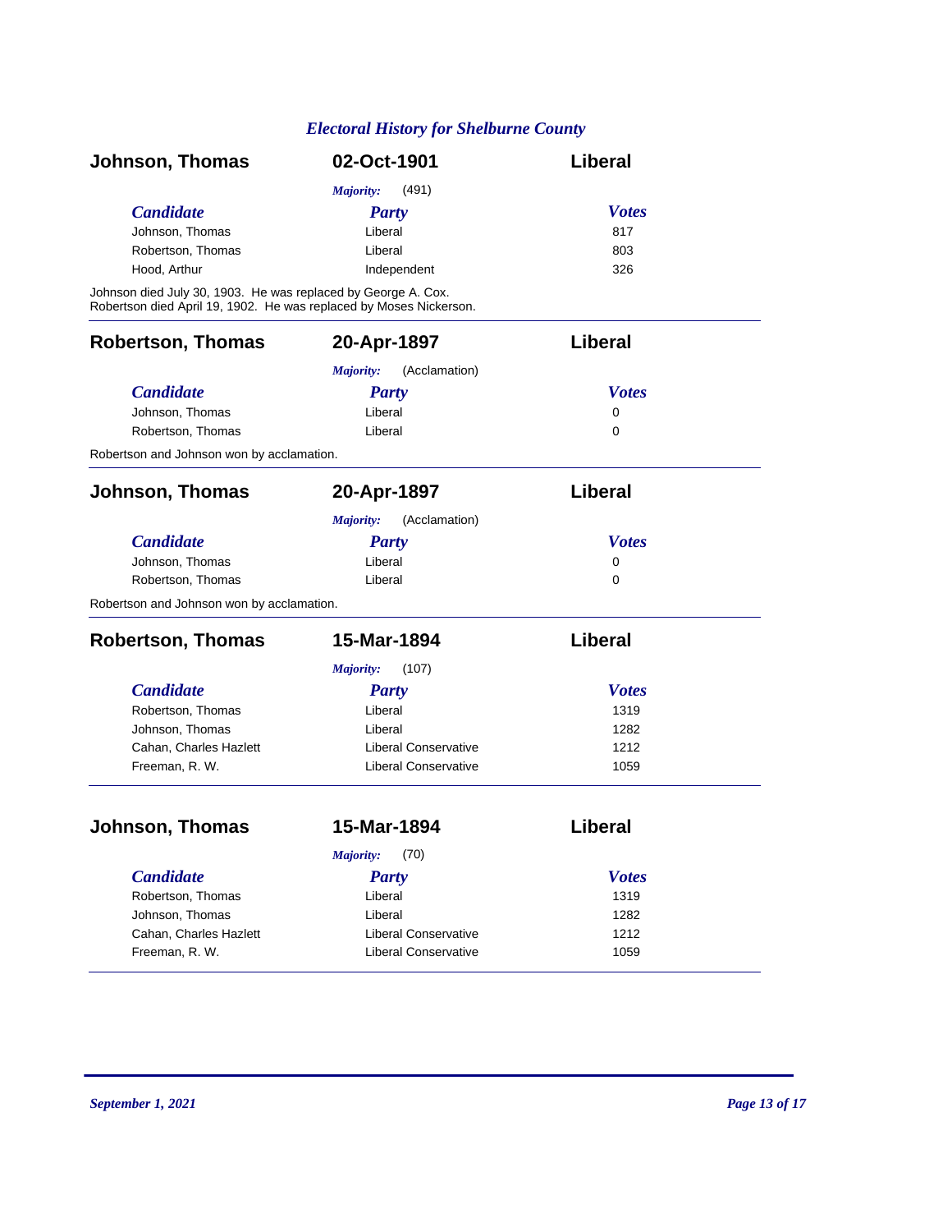## Johnson, Thomas — 02-Oct-1901 — Liberal

*Majority:* (491)

| *Candidate* | *Party* | *Votes* |
|---|---|---|
| Johnson, Thomas | Liberal | 817 |
| Robertson, Thomas | Liberal | 803 |
| Hood, Arthur | Independent | 326 |

Johnson died July 30, 1903. He was replaced by George A. Cox.
Robertson died April 19, 1902. He was replaced by Moses Nickerson.

## Robertson, Thomas — 20-Apr-1897 — Liberal

*Majority:* (Acclamation)

| *Candidate* | *Party* | *Votes* |
|---|---|---|
| Johnson, Thomas | Liberal | 0 |
| Robertson, Thomas | Liberal | 0 |

Robertson and Johnson won by acclamation.

## Johnson, Thomas — 20-Apr-1897 — Liberal

*Majority:* (Acclamation)

| *Candidate* | *Party* | *Votes* |
|---|---|---|
| Johnson, Thomas | Liberal | 0 |
| Robertson, Thomas | Liberal | 0 |

Robertson and Johnson won by acclamation.

## Robertson, Thomas — 15-Mar-1894 — Liberal

*Majority:* (107)

| *Candidate* | *Party* | *Votes* |
|---|---|---|
| Robertson, Thomas | Liberal | 1319 |
| Johnson, Thomas | Liberal | 1282 |
| Cahan, Charles Hazlett | Liberal Conservative | 1212 |
| Freeman, R. W. | Liberal Conservative | 1059 |

## Johnson, Thomas — 15-Mar-1894 — Liberal

*Majority:* (70)

| *Candidate* | *Party* | *Votes* |
|---|---|---|
| Robertson, Thomas | Liberal | 1319 |
| Johnson, Thomas | Liberal | 1282 |
| Cahan, Charles Hazlett | Liberal Conservative | 1212 |
| Freeman, R. W. | Liberal Conservative | 1059 |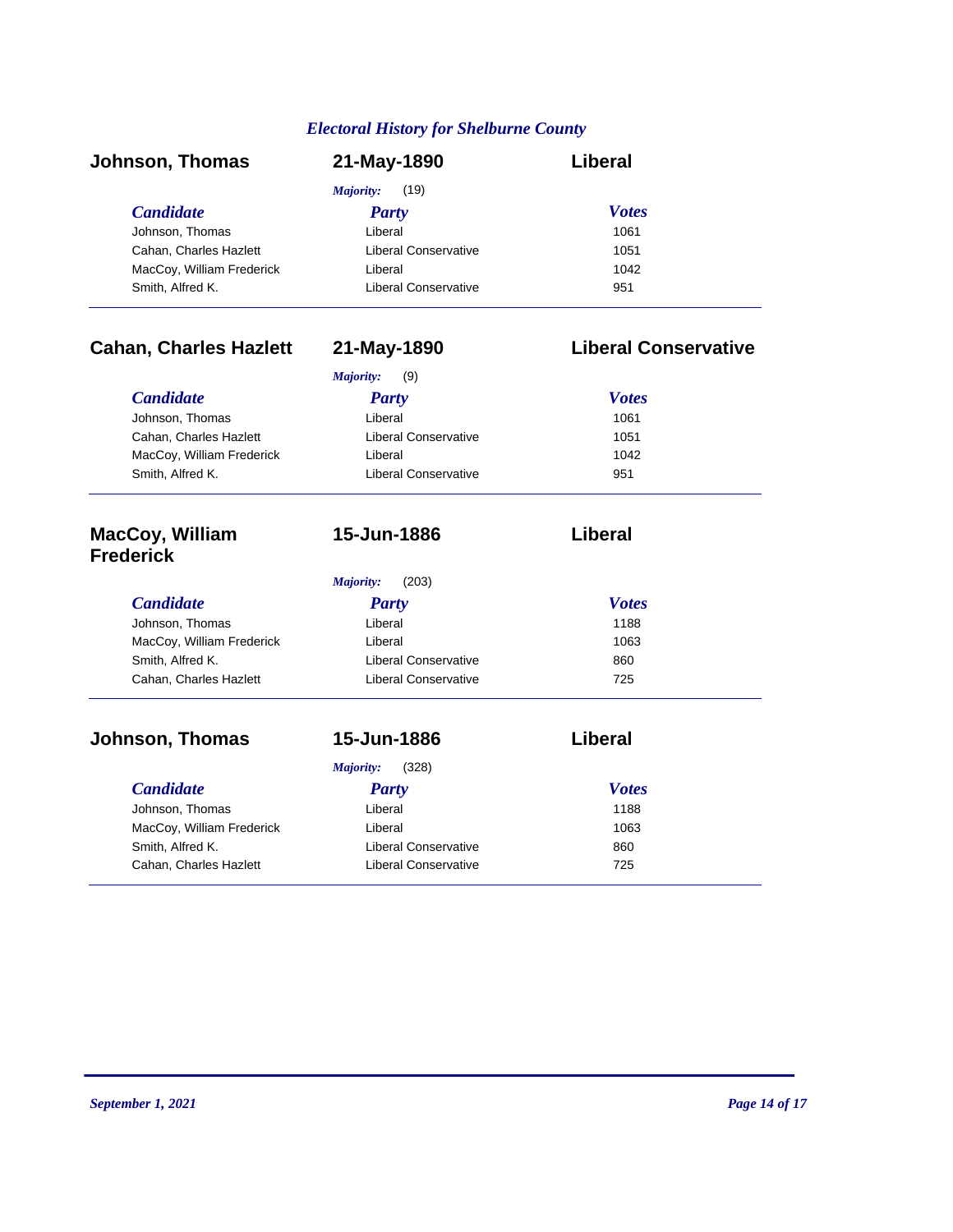*Electoral History for Shelburne County*

### Johnson, Thomas — 21-May-1890 — Liberal

*Majority:* (19)

| Candidate | Party | Votes |
|---|---|---|
| Johnson, Thomas | Liberal | 1061 |
| Cahan, Charles Hazlett | Liberal Conservative | 1051 |
| MacCoy, William Frederick | Liberal | 1042 |
| Smith, Alfred K. | Liberal Conservative | 951 |

### Cahan, Charles Hazlett — 21-May-1890 — Liberal Conservative

*Majority:* (9)

| Candidate | Party | Votes |
|---|---|---|
| Johnson, Thomas | Liberal | 1061 |
| Cahan, Charles Hazlett | Liberal Conservative | 1051 |
| MacCoy, William Frederick | Liberal | 1042 |
| Smith, Alfred K. | Liberal Conservative | 951 |

### MacCoy, William Frederick — 15-Jun-1886 — Liberal

*Majority:* (203)

| Candidate | Party | Votes |
|---|---|---|
| Johnson, Thomas | Liberal | 1188 |
| MacCoy, William Frederick | Liberal | 1063 |
| Smith, Alfred K. | Liberal Conservative | 860 |
| Cahan, Charles Hazlett | Liberal Conservative | 725 |

### Johnson, Thomas — 15-Jun-1886 — Liberal

*Majority:* (328)

| Candidate | Party | Votes |
|---|---|---|
| Johnson, Thomas | Liberal | 1188 |
| MacCoy, William Frederick | Liberal | 1063 |
| Smith, Alfred K. | Liberal Conservative | 860 |
| Cahan, Charles Hazlett | Liberal Conservative | 725 |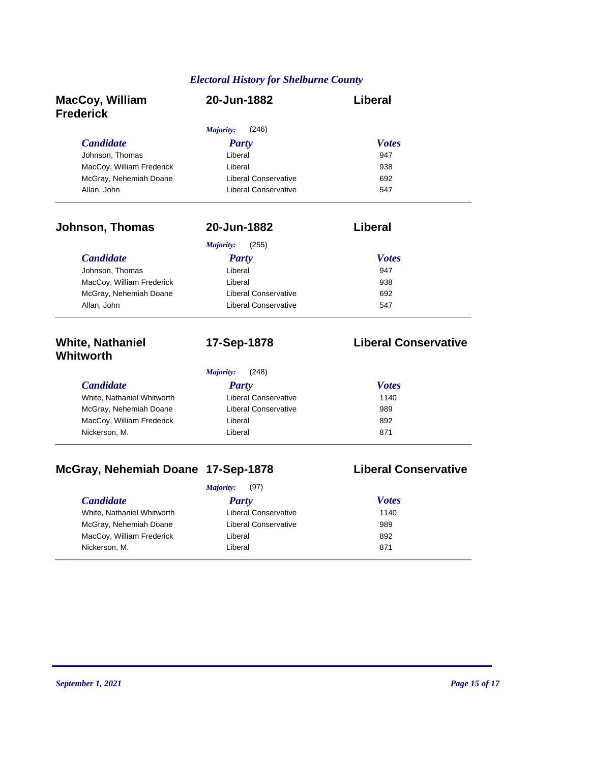## MacCoy, William Frederick — 20-Jun-1882 — Liberal

*Majority:* (246)

| Candidate | Party | Votes |
|---|---|---|
| Johnson, Thomas | Liberal | 947 |
| MacCoy, William Frederick | Liberal | 938 |
| McGray, Nehemiah Doane | Liberal Conservative | 692 |
| Allan, John | Liberal Conservative | 547 |

## Johnson, Thomas — 20-Jun-1882 — Liberal

*Majority:* (255)

| Candidate | Party | Votes |
|---|---|---|
| Johnson, Thomas | Liberal | 947 |
| MacCoy, William Frederick | Liberal | 938 |
| McGray, Nehemiah Doane | Liberal Conservative | 692 |
| Allan, John | Liberal Conservative | 547 |

## White, Nathaniel Whitworth — 17-Sep-1878 — Liberal Conservative

*Majority:* (248)

| Candidate | Party | Votes |
|---|---|---|
| White, Nathaniel Whitworth | Liberal Conservative | 1140 |
| McGray, Nehemiah Doane | Liberal Conservative | 989 |
| MacCoy, William Frederick | Liberal | 892 |
| Nickerson, M. | Liberal | 871 |

## McGray, Nehemiah Doane — 17-Sep-1878 — Liberal Conservative

*Majority:* (97)

| Candidate | Party | Votes |
|---|---|---|
| White, Nathaniel Whitworth | Liberal Conservative | 1140 |
| McGray, Nehemiah Doane | Liberal Conservative | 989 |
| MacCoy, William Frederick | Liberal | 892 |
| Nickerson, M. | Liberal | 871 |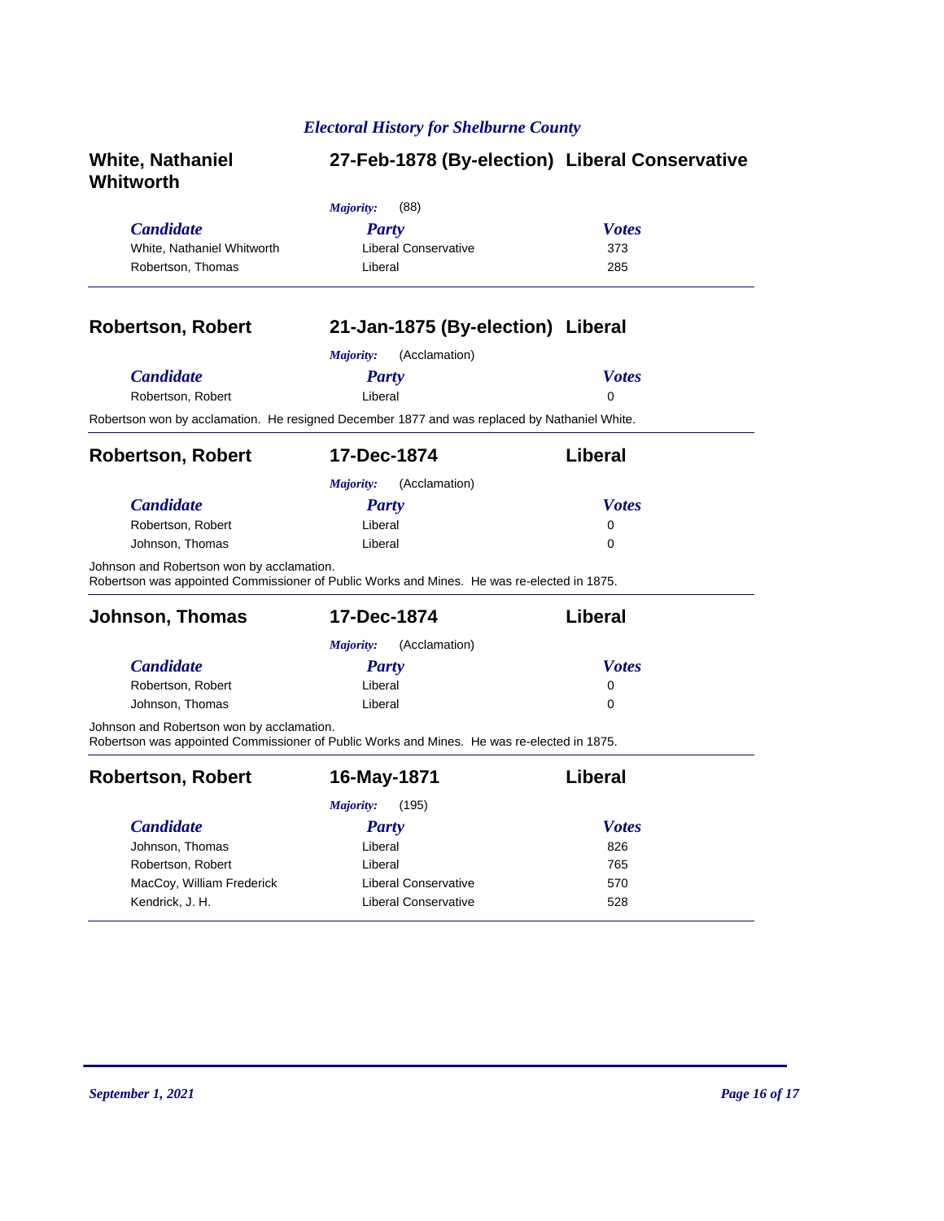## White, Nathaniel Whitworth — 27-Feb-1878 (By-election) — Liberal Conservative

*Majority:* (88)

| *Candidate* | *Party* | *Votes* |
|---|---|---|
| White, Nathaniel Whitworth | Liberal Conservative | 373 |
| Robertson, Thomas | Liberal | 285 |

## Robertson, Robert — 21-Jan-1875 (By-election) — Liberal

*Majority:* (Acclamation)

| *Candidate* | *Party* | *Votes* |
|---|---|---|
| Robertson, Robert | Liberal | 0 |

Robertson won by acclamation. He resigned December 1877 and was replaced by Nathaniel White.

## Robertson, Robert — 17-Dec-1874 — Liberal

*Majority:* (Acclamation)

| *Candidate* | *Party* | *Votes* |
|---|---|---|
| Robertson, Robert | Liberal | 0 |
| Johnson, Thomas | Liberal | 0 |

Johnson and Robertson won by acclamation.
Robertson was appointed Commissioner of Public Works and Mines. He was re-elected in 1875.

## Johnson, Thomas — 17-Dec-1874 — Liberal

*Majority:* (Acclamation)

| *Candidate* | *Party* | *Votes* |
|---|---|---|
| Robertson, Robert | Liberal | 0 |
| Johnson, Thomas | Liberal | 0 |

Johnson and Robertson won by acclamation.
Robertson was appointed Commissioner of Public Works and Mines. He was re-elected in 1875.

## Robertson, Robert — 16-May-1871 — Liberal

*Majority:* (195)

| *Candidate* | *Party* | *Votes* |
|---|---|---|
| Johnson, Thomas | Liberal | 826 |
| Robertson, Robert | Liberal | 765 |
| MacCoy, William Frederick | Liberal Conservative | 570 |
| Kendrick, J. H. | Liberal Conservative | 528 |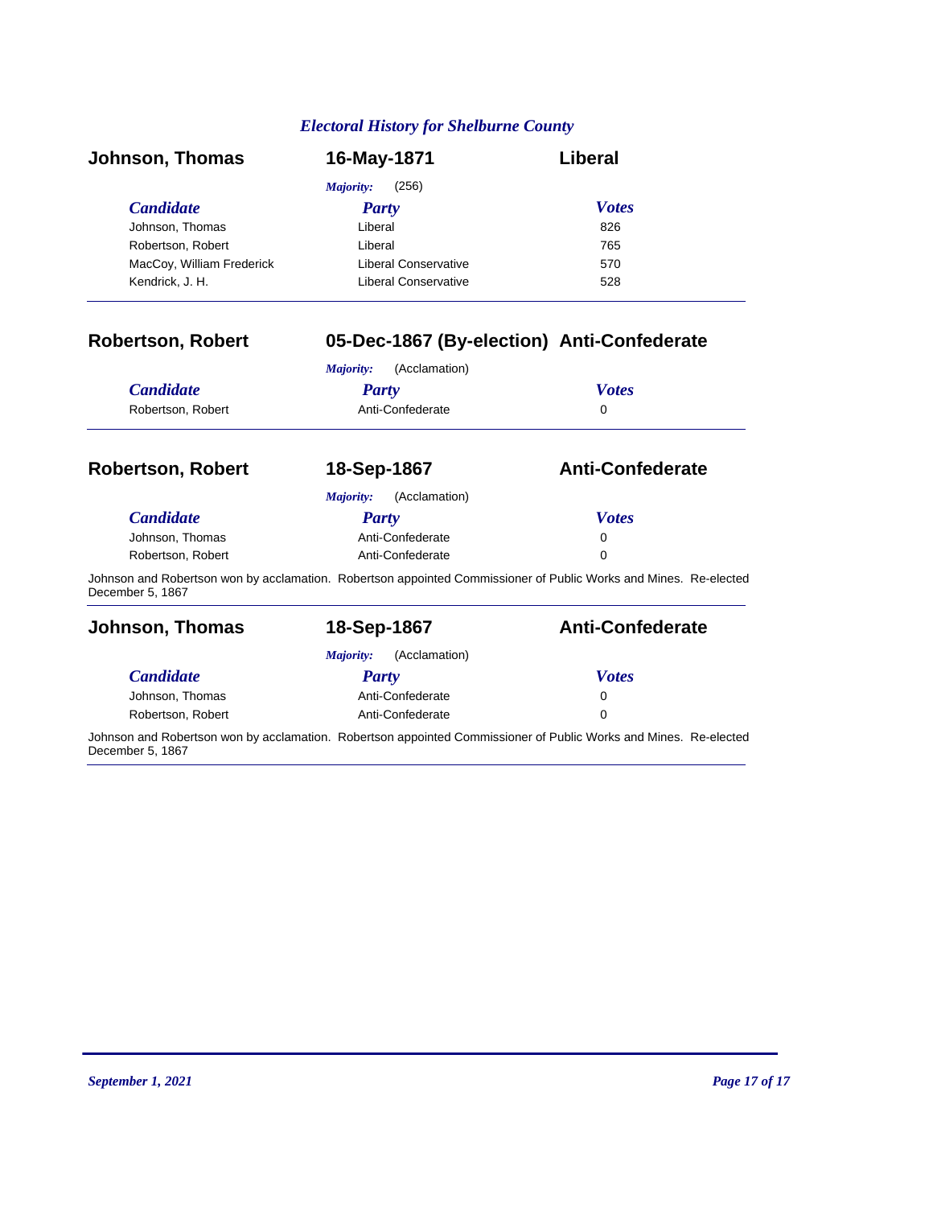## Johnson, Thomas — 16-May-1871 — Liberal

*Majority:* (256)

| Candidate | Party | Votes |
|---|---|---|
| Johnson, Thomas | Liberal | 826 |
| Robertson, Robert | Liberal | 765 |
| MacCoy, William Frederick | Liberal Conservative | 570 |
| Kendrick, J. H. | Liberal Conservative | 528 |

## Robertson, Robert — 05-Dec-1867 (By-election) — Anti-Confederate

*Majority:* (Acclamation)

| Candidate | Party | Votes |
|---|---|---|
| Robertson, Robert | Anti-Confederate | 0 |

## Robertson, Robert — 18-Sep-1867 — Anti-Confederate

*Majority:* (Acclamation)

| Candidate | Party | Votes |
|---|---|---|
| Johnson, Thomas | Anti-Confederate | 0 |
| Robertson, Robert | Anti-Confederate | 0 |

Johnson and Robertson won by acclamation. Robertson appointed Commissioner of Public Works and Mines. Re-elected December 5, 1867

## Johnson, Thomas — 18-Sep-1867 — Anti-Confederate

*Majority:* (Acclamation)

| Candidate | Party | Votes |
|---|---|---|
| Johnson, Thomas | Anti-Confederate | 0 |
| Robertson, Robert | Anti-Confederate | 0 |

Johnson and Robertson won by acclamation. Robertson appointed Commissioner of Public Works and Mines. Re-elected December 5, 1867